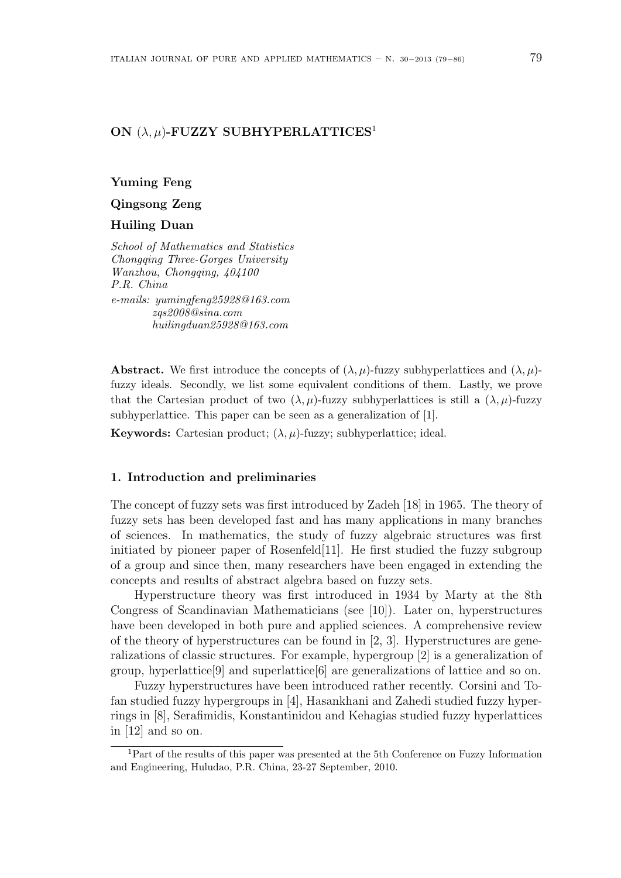# ON $(\lambda, \mu)$-FUZZY SUBHYPERLATTICES[1]

**Yuming Feng**

**Qingsong Zeng**

**Huiling Duan**

*School of Mathematics and Statistics*
*Chongqing Three-Gorges University*
*Wanzhou, Chongqing, 404100*
*P.R. China*
*e-mails: yumingfeng25928@163.com*
*zqs2008@sina.com*
*huilingduan25928@163.com*

**Abstract.** We first introduce the concepts of $(\lambda, \mu)$-fuzzy subhyperlattices and $(\lambda, \mu)$-fuzzy ideals. Secondly, we list some equivalent conditions of them. Lastly, we prove that the Cartesian product of two $(\lambda, \mu)$-fuzzy subhyperlattices is still a $(\lambda, \mu)$-fuzzy subhyperlattice. This paper can be seen as a generalization of [1].

**Keywords:** Cartesian product; $(\lambda, \mu)$-fuzzy; subhyperlattice; ideal.

## 1. Introduction and preliminaries

The concept of fuzzy sets was first introduced by Zadeh [18] in 1965. The theory of fuzzy sets has been developed fast and has many applications in many branches of sciences. In mathematics, the study of fuzzy algebraic structures was first initiated by pioneer paper of Rosenfeld[11]. He first studied the fuzzy subgroup of a group and since then, many researchers have been engaged in extending the concepts and results of abstract algebra based on fuzzy sets.

Hyperstructure theory was first introduced in 1934 by Marty at the 8th Congress of Scandinavian Mathematicians (see [10]). Later on, hyperstructures have been developed in both pure and applied sciences. A comprehensive review of the theory of hyperstructures can be found in [2, 3]. Hyperstructures are generalizations of classic structures. For example, hypergroup [2] is a generalization of group, hyperlattice[9] and superlattice[6] are generalizations of lattice and so on.

Fuzzy hyperstructures have been introduced rather recently. Corsini and Tofan studied fuzzy hypergroups in [4], Hasankhani and Zahedi studied fuzzy hyperrings in [8], Serafimidis, Konstantinidou and Kehagias studied fuzzy hyperlattices in [12] and so on.

[1]Part of the results of this paper was presented at the 5th Conference on Fuzzy Information and Engineering, Huludao, P.R. China, 23-27 September, 2010.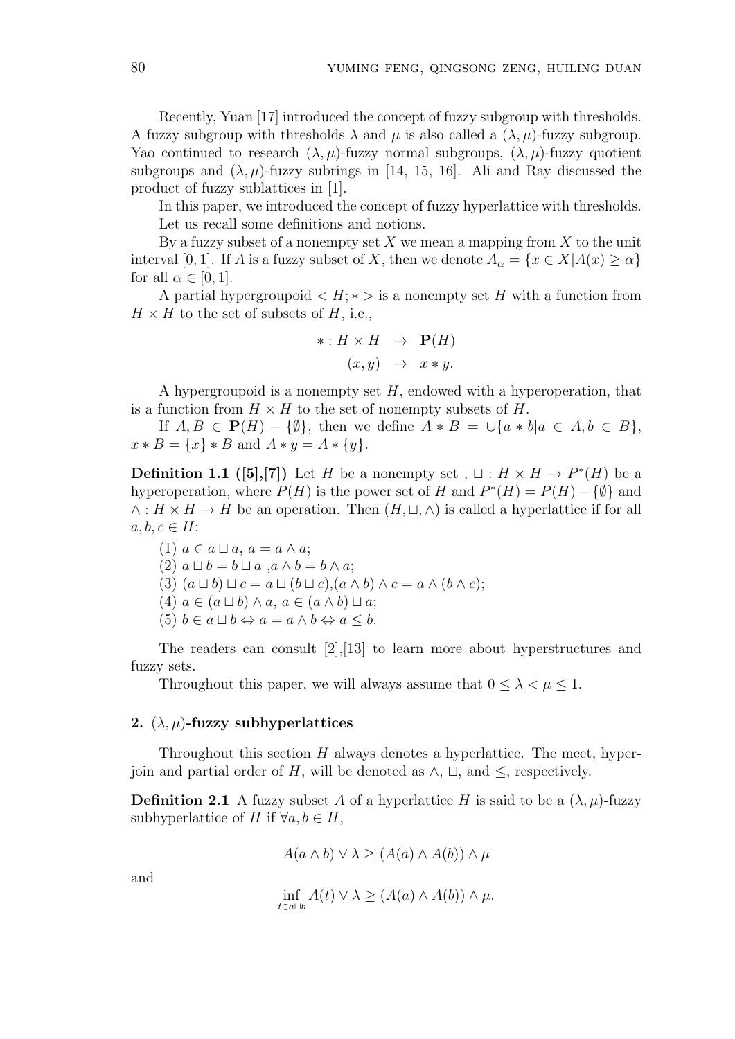Recently, Yuan [17] introduced the concept of fuzzy subgroup with thresholds. A fuzzy subgroup with thresholds $\lambda$ and $\mu$ is also called a $(\lambda, \mu)$-fuzzy subgroup. Yao continued to research $(\lambda, \mu)$-fuzzy normal subgroups, $(\lambda, \mu)$-fuzzy quotient subgroups and $(\lambda, \mu)$-fuzzy subrings in [14, 15, 16]. Ali and Ray discussed the product of fuzzy sublattices in [1].

In this paper, we introduced the concept of fuzzy hyperlattice with thresholds.

Let us recall some definitions and notions.

By a fuzzy subset of a nonempty set $X$ we mean a mapping from $X$ to the unit interval $[0, 1]$. If $A$ is a fuzzy subset of $X$, then we denote $A_\alpha = \{x \in X | A(x) \geq \alpha\}$ for all $\alpha \in [0, 1]$.

A partial hypergroupoid $< H; * >$ is a nonempty set $H$ with a function from $H \times H$ to the set of subsets of $H$, i.e.,

$$\begin{aligned} * : H \times H &\rightarrow \mathbf{P}(H) \\ (x, y) &\rightarrow x * y. \end{aligned}$$

A hypergroupoid is a nonempty set $H$, endowed with a hyperoperation, that is a function from $H \times H$ to the set of nonempty subsets of $H$.

If $A, B \in \mathbf{P}(H) - \{\emptyset\}$, then we define $A * B = \cup\{a * b | a \in A, b \in B\}$, $x * B = \{x\} * B$ and $A * y = A * \{y\}$.

**Definition 1.1 ([5],[7])** Let $H$ be a nonempty set , $\sqcup : H \times H \rightarrow P^*(H)$ be a hyperoperation, where $P(H)$ is the power set of $H$ and $P^*(H) = P(H) - \{\emptyset\}$ and $\wedge : H \times H \rightarrow H$ be an operation. Then $(H, \sqcup, \wedge)$ is called a hyperlattice if for all $a, b, c \in H$:

(1) $a \in a \sqcup a$, $a = a \wedge a$;

(2) $a \sqcup b = b \sqcup a$ ,$a \wedge b = b \wedge a$;

(3) $(a \sqcup b) \sqcup c = a \sqcup (b \sqcup c)$,$(a \wedge b) \wedge c = a \wedge (b \wedge c)$;

(4) $a \in (a \sqcup b) \wedge a$, $a \in (a \wedge b) \sqcup a$;

(5) $b \in a \sqcup b \Leftrightarrow a = a \wedge b \Leftrightarrow a \leq b$.

The readers can consult [2],[13] to learn more about hyperstructures and fuzzy sets.

Throughout this paper, we will always assume that $0 \leq \lambda < \mu \leq 1$.

## 2. $(\lambda, \mu)$-fuzzy subhyperlattices

Throughout this section $H$ always denotes a hyperlattice. The meet, hyperjoin and partial order of $H$, will be denoted as $\wedge$, $\sqcup$, and $\leq$, respectively.

**Definition 2.1** A fuzzy subset $A$ of a hyperlattice $H$ is said to be a $(\lambda, \mu)$-fuzzy subhyperlattice of $H$ if $\forall a, b \in H$,

$$A(a \wedge b) \vee \lambda \geq (A(a) \wedge A(b)) \wedge \mu$$

and

$$\inf_{t \in a \sqcup b} A(t) \vee \lambda \geq (A(a) \wedge A(b)) \wedge \mu.$$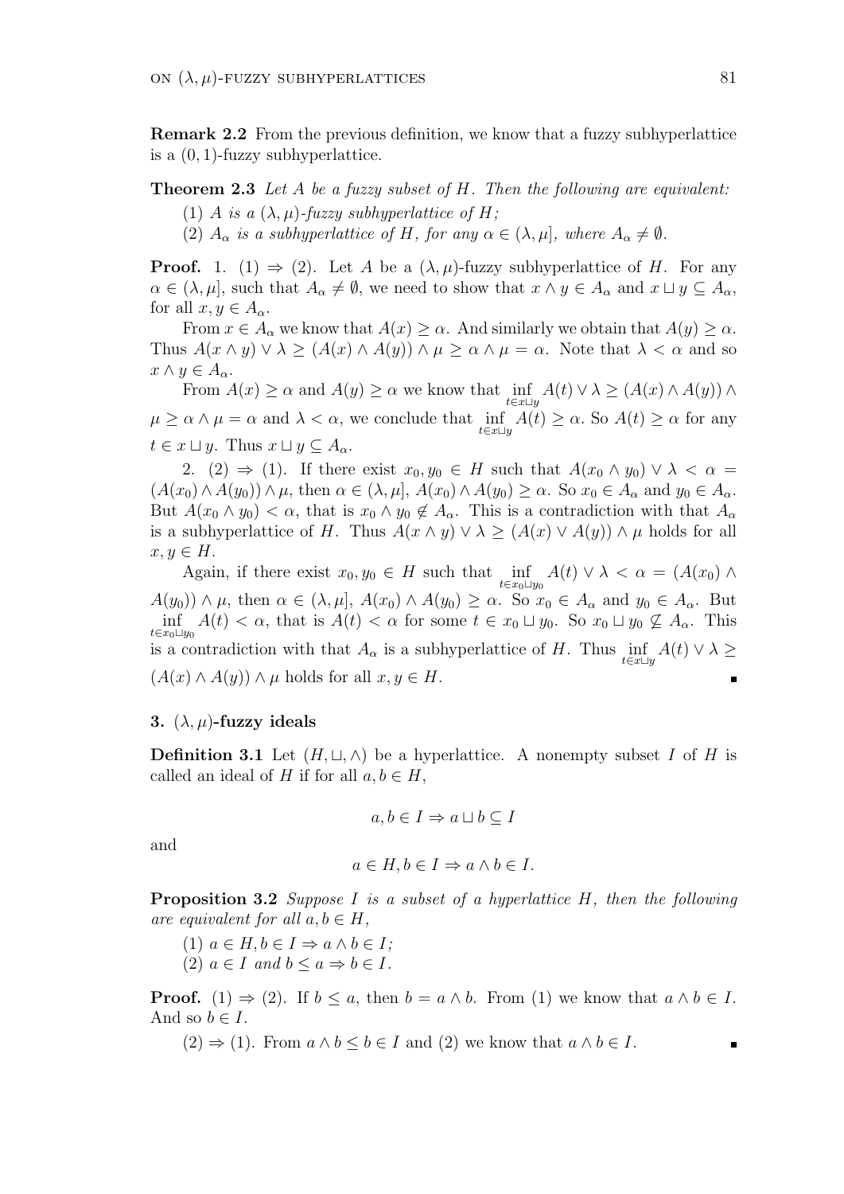**Remark 2.2** From the previous definition, we know that a fuzzy subhyperlattice is a $(0,1)$-fuzzy subhyperlattice.

**Theorem 2.3** *Let $A$ be a fuzzy subset of $H$. Then the following are equivalent:*

(1) *$A$ is a $(\lambda,\mu)$-fuzzy subhyperlattice of $H$;*

(2) *$A_\alpha$ is a subhyperlattice of $H$, for any $\alpha \in (\lambda,\mu]$, where $A_\alpha \neq \emptyset$.*

**Proof.** 1. (1) $\Rightarrow$ (2). Let $A$ be a $(\lambda,\mu)$-fuzzy subhyperlattice of $H$. For any $\alpha \in (\lambda,\mu]$, such that $A_\alpha \neq \emptyset$, we need to show that $x \wedge y \in A_\alpha$ and $x \sqcup y \subseteq A_\alpha$, for all $x, y \in A_\alpha$.

From $x \in A_\alpha$ we know that $A(x) \geq \alpha$. And similarly we obtain that $A(y) \geq \alpha$. Thus $A(x \wedge y) \vee \lambda \geq (A(x) \wedge A(y)) \wedge \mu \geq \alpha \wedge \mu = \alpha$. Note that $\lambda < \alpha$ and so $x \wedge y \in A_\alpha$.

From $A(x) \geq \alpha$ and $A(y) \geq \alpha$ we know that $\inf_{t \in x \sqcup y} A(t) \vee \lambda \geq (A(x) \wedge A(y)) \wedge \mu \geq \alpha \wedge \mu = \alpha$ and $\lambda < \alpha$, we conclude that $\inf_{t \in x \sqcup y} A(t) \geq \alpha$. So $A(t) \geq \alpha$ for any $t \in x \sqcup y$. Thus $x \sqcup y \subseteq A_\alpha$.

2. (2) $\Rightarrow$ (1). If there exist $x_0, y_0 \in H$ such that $A(x_0 \wedge y_0) \vee \lambda < \alpha = (A(x_0) \wedge A(y_0)) \wedge \mu$, then $\alpha \in (\lambda,\mu]$, $A(x_0) \wedge A(y_0) \geq \alpha$. So $x_0 \in A_\alpha$ and $y_0 \in A_\alpha$. But $A(x_0 \wedge y_0) < \alpha$, that is $x_0 \wedge y_0 \notin A_\alpha$. This is a contradiction with that $A_\alpha$ is a subhyperlattice of $H$. Thus $A(x \wedge y) \vee \lambda \geq (A(x) \vee A(y)) \wedge \mu$ holds for all $x, y \in H$.

Again, if there exist $x_0, y_0 \in H$ such that $\inf_{t \in x_0 \sqcup y_0} A(t) \vee \lambda < \alpha = (A(x_0) \wedge A(y_0)) \wedge \mu$, then $\alpha \in (\lambda,\mu]$, $A(x_0) \wedge A(y_0) \geq \alpha$. So $x_0 \in A_\alpha$ and $y_0 \in A_\alpha$. But $\inf_{t \in x_0 \sqcup y_0} A(t) < \alpha$, that is $A(t) < \alpha$ for some $t \in x_0 \sqcup y_0$. So $x_0 \sqcup y_0 \not\subseteq A_\alpha$. This is a contradiction with that $A_\alpha$ is a subhyperlattice of $H$. Thus $\inf_{t \in x \sqcup y} A(t) \vee \lambda \geq (A(x) \wedge A(y)) \wedge \mu$ holds for all $x, y \in H$. ∎

## 3. $(\lambda,\mu)$-fuzzy ideals

**Definition 3.1** Let $(H, \sqcup, \wedge)$ be a hyperlattice. A nonempty subset $I$ of $H$ is called an ideal of $H$ if for all $a, b \in H$,

$$a, b \in I \Rightarrow a \sqcup b \subseteq I$$

and

$$a \in H, b \in I \Rightarrow a \wedge b \in I.$$

**Proposition 3.2** *Suppose $I$ is a subset of a hyperlattice $H$, then the following are equivalent for all $a, b \in H$,*

(1) *$a \in H, b \in I \Rightarrow a \wedge b \in I$;*

(2) *$a \in I$ and $b \leq a \Rightarrow b \in I$.*

**Proof.** (1) $\Rightarrow$ (2). If $b \leq a$, then $b = a \wedge b$. From (1) we know that $a \wedge b \in I$. And so $b \in I$.

(2) $\Rightarrow$ (1). From $a \wedge b \leq b \in I$ and (2) we know that $a \wedge b \in I$. ∎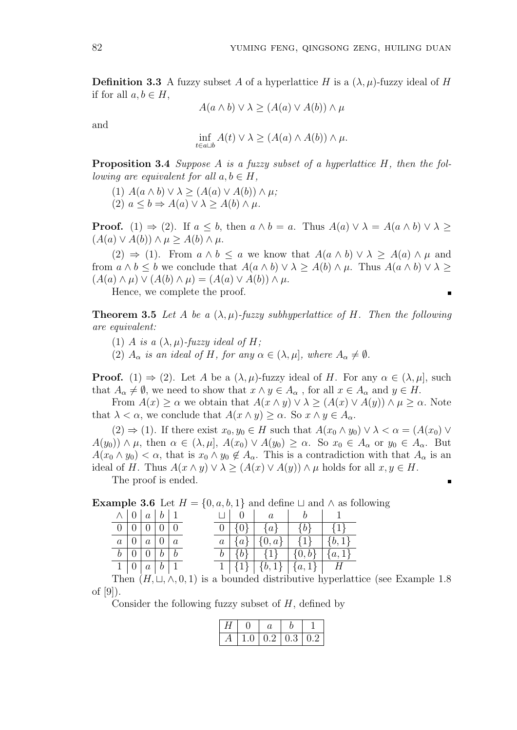**Definition 3.3** A fuzzy subset $A$ of a hyperlattice $H$ is a $(\lambda,\mu)$-fuzzy ideal of $H$ if for all $a,b\in H$,

$$A(a\wedge b)\vee\lambda\geq(A(a)\vee A(b))\wedge\mu$$

and

$$\inf_{t\in a\sqcup b}A(t)\vee\lambda\geq(A(a)\wedge A(b))\wedge\mu.$$

**Proposition 3.4** *Suppose $A$ is a fuzzy subset of a hyperlattice $H$, then the following are equivalent for all $a,b\in H$,*

(1) $A(a\wedge b)\vee\lambda\geq(A(a)\vee A(b))\wedge\mu$;

(2) $a\leq b\Rightarrow A(a)\vee\lambda\geq A(b)\wedge\mu$.

**Proof.** (1) $\Rightarrow$ (2). If $a\leq b$, then $a\wedge b=a$. Thus $A(a)\vee\lambda=A(a\wedge b)\vee\lambda\geq(A(a)\vee A(b))\wedge\mu\geq A(b)\wedge\mu$.

(2) $\Rightarrow$ (1). From $a\wedge b\leq a$ we know that $A(a\wedge b)\vee\lambda\geq A(a)\wedge\mu$ and from $a\wedge b\leq b$ we conclude that $A(a\wedge b)\vee\lambda\geq A(b)\wedge\mu$. Thus $A(a\wedge b)\vee\lambda\geq(A(a)\wedge\mu)\vee(A(b)\wedge\mu)=(A(a)\vee A(b))\wedge\mu$.

Hence, we complete the proof. ∎

**Theorem 3.5** *Let $A$ be a $(\lambda,\mu)$-fuzzy subhyperlattice of $H$. Then the following are equivalent:*

(1) *$A$ is a $(\lambda,\mu)$-fuzzy ideal of $H$;*

(2) *$A_\alpha$ is an ideal of $H$, for any $\alpha\in(\lambda,\mu]$, where $A_\alpha\neq\emptyset$.*

**Proof.** (1) $\Rightarrow$ (2). Let $A$ be a $(\lambda,\mu)$-fuzzy ideal of $H$. For any $\alpha\in(\lambda,\mu]$, such that $A_\alpha\neq\emptyset$, we need to show that $x\wedge y\in A_\alpha$ , for all $x\in A_\alpha$ and $y\in H$.

From $A(x)\geq\alpha$ we obtain that $A(x\wedge y)\vee\lambda\geq(A(x)\vee A(y))\wedge\mu\geq\alpha$. Note that $\lambda<\alpha$, we conclude that $A(x\wedge y)\geq\alpha$. So $x\wedge y\in A_\alpha$.

(2) $\Rightarrow$ (1). If there exist $x_0,y_0\in H$ such that $A(x_0\wedge y_0)\vee\lambda<\alpha=(A(x_0)\vee A(y_0))\wedge\mu$, then $\alpha\in(\lambda,\mu]$, $A(x_0)\vee A(y_0)\geq\alpha$. So $x_0\in A_\alpha$ or $y_0\in A_\alpha$. But $A(x_0\wedge y_0)<\alpha$, that is $x_0\wedge y_0\notin A_\alpha$. This is a contradiction with that $A_\alpha$ is an ideal of $H$. Thus $A(x\wedge y)\vee\lambda\geq(A(x)\vee A(y))\wedge\mu$ holds for all $x,y\in H$.

The proof is ended. ∎

**Example 3.6** Let $H=\{0,a,b,1\}$ and define $\sqcup$ and $\wedge$ as following

| $\wedge$ | $0$ | $a$ | $b$ | $1$ |
|---|---|---|---|---|
| $0$ | $0$ | $0$ | $0$ | $0$ |
| $a$ | $0$ | $a$ | $0$ | $a$ |
| $b$ | $0$ | $0$ | $b$ | $b$ |
| $1$ | $0$ | $a$ | $b$ | $1$ |

| $\sqcup$ | $0$ | $a$ | $b$ | $1$ |
|---|---|---|---|---|
| $0$ | $\{0\}$ | $\{a\}$ | $\{b\}$ | $\{1\}$ |
| $a$ | $\{a\}$ | $\{0,a\}$ | $\{1\}$ | $\{b,1\}$ |
| $b$ | $\{b\}$ | $\{1\}$ | $\{0,b\}$ | $\{a,1\}$ |
| $1$ | $\{1\}$ | $\{b,1\}$ | $\{a,1\}$ | $H$ |

Then $(H,\sqcup,\wedge,0,1)$ is a bounded distributive hyperlattice (see Example 1.8 of [9]).

Consider the following fuzzy subset of $H$, defined by

| $H$ | $0$ | $a$ | $b$ | $1$ |
|---|---|---|---|---|
| $A$ | 1.0 | 0.2 | 0.3 | 0.2 |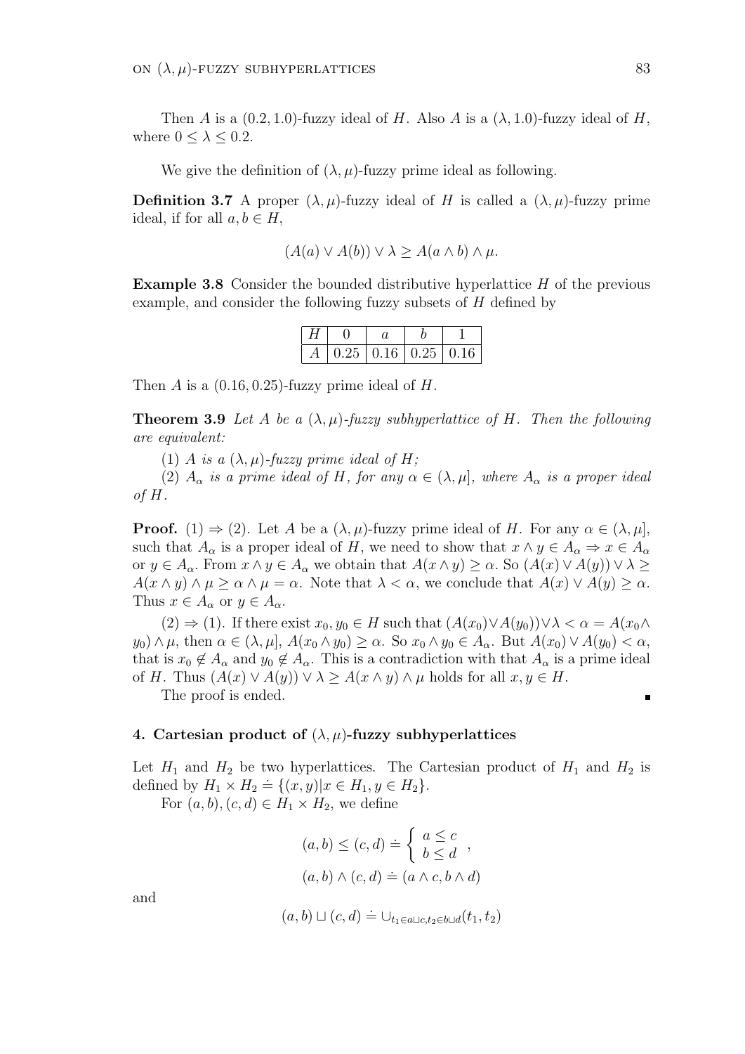Then $A$ is a $(0.2, 1.0)$-fuzzy ideal of $H$. Also $A$ is a $(\lambda, 1.0)$-fuzzy ideal of $H$, where $0 \leq \lambda \leq 0.2$.

We give the definition of $(\lambda, \mu)$-fuzzy prime ideal as following.

**Definition 3.7** A proper $(\lambda, \mu)$-fuzzy ideal of $H$ is called a $(\lambda, \mu)$-fuzzy prime ideal, if for all $a, b \in H$,

$$(A(a) \vee A(b)) \vee \lambda \geq A(a \wedge b) \wedge \mu.$$

**Example 3.8** Consider the bounded distributive hyperlattice $H$ of the previous example, and consider the following fuzzy subsets of $H$ defined by

| $H$ | $0$ | $a$ | $b$ | $1$ |
|---|---|---|---|---|
| $A$ | $0.25$ | $0.16$ | $0.25$ | $0.16$ |

Then $A$ is a $(0.16, 0.25)$-fuzzy prime ideal of $H$.

**Theorem 3.9** *Let $A$ be a $(\lambda, \mu)$-fuzzy subhyperlattice of $H$. Then the following are equivalent:*

(1) *$A$ is a $(\lambda, \mu)$-fuzzy prime ideal of $H$;*

(2) *$A_\alpha$ is a prime ideal of $H$, for any $\alpha \in (\lambda, \mu]$, where $A_\alpha$ is a proper ideal of $H$.*

**Proof.** $(1) \Rightarrow (2)$. Let $A$ be a $(\lambda, \mu)$-fuzzy prime ideal of $H$. For any $\alpha \in (\lambda, \mu]$, such that $A_\alpha$ is a proper ideal of $H$, we need to show that $x \wedge y \in A_\alpha \Rightarrow x \in A_\alpha$ or $y \in A_\alpha$. From $x \wedge y \in A_\alpha$ we obtain that $A(x \wedge y) \geq \alpha$. So $(A(x) \vee A(y)) \vee \lambda \geq A(x \wedge y) \wedge \mu \geq \alpha \wedge \mu = \alpha$. Note that $\lambda < \alpha$, we conclude that $A(x) \vee A(y) \geq \alpha$. Thus $x \in A_\alpha$ or $y \in A_\alpha$.

$(2) \Rightarrow (1)$. If there exist $x_0, y_0 \in H$ such that $(A(x_0) \vee A(y_0)) \vee \lambda < \alpha = A(x_0 \wedge y_0) \wedge \mu$, then $\alpha \in (\lambda, \mu]$, $A(x_0 \wedge y_0) \geq \alpha$. So $x_0 \wedge y_0 \in A_\alpha$. But $A(x_0) \vee A(y_0) < \alpha$, that is $x_0 \notin A_\alpha$ and $y_0 \notin A_\alpha$. This is a contradiction with that $A_\alpha$ is a prime ideal of $H$. Thus $(A(x) \vee A(y)) \vee \lambda \geq A(x \wedge y) \wedge \mu$ holds for all $x, y \in H$.

The proof is ended. ∎

## 4. Cartesian product of $(\lambda, \mu)$-fuzzy subhyperlattices

Let $H_1$ and $H_2$ be two hyperlattices. The Cartesian product of $H_1$ and $H_2$ is defined by $H_1 \times H_2 \doteq \{(x, y) | x \in H_1, y \in H_2\}$.

For $(a, b), (c, d) \in H_1 \times H_2$, we define

$$(a, b) \leq (c, d) \doteq \begin{cases} a \leq c \\ b \leq d \end{cases},$$

$$(a, b) \wedge (c, d) \doteq (a \wedge c, b \wedge d)$$

and

$$(a, b) \sqcup (c, d) \doteq \cup_{t_1 \in a \sqcup c, t_2 \in b \sqcup d} (t_1, t_2)$$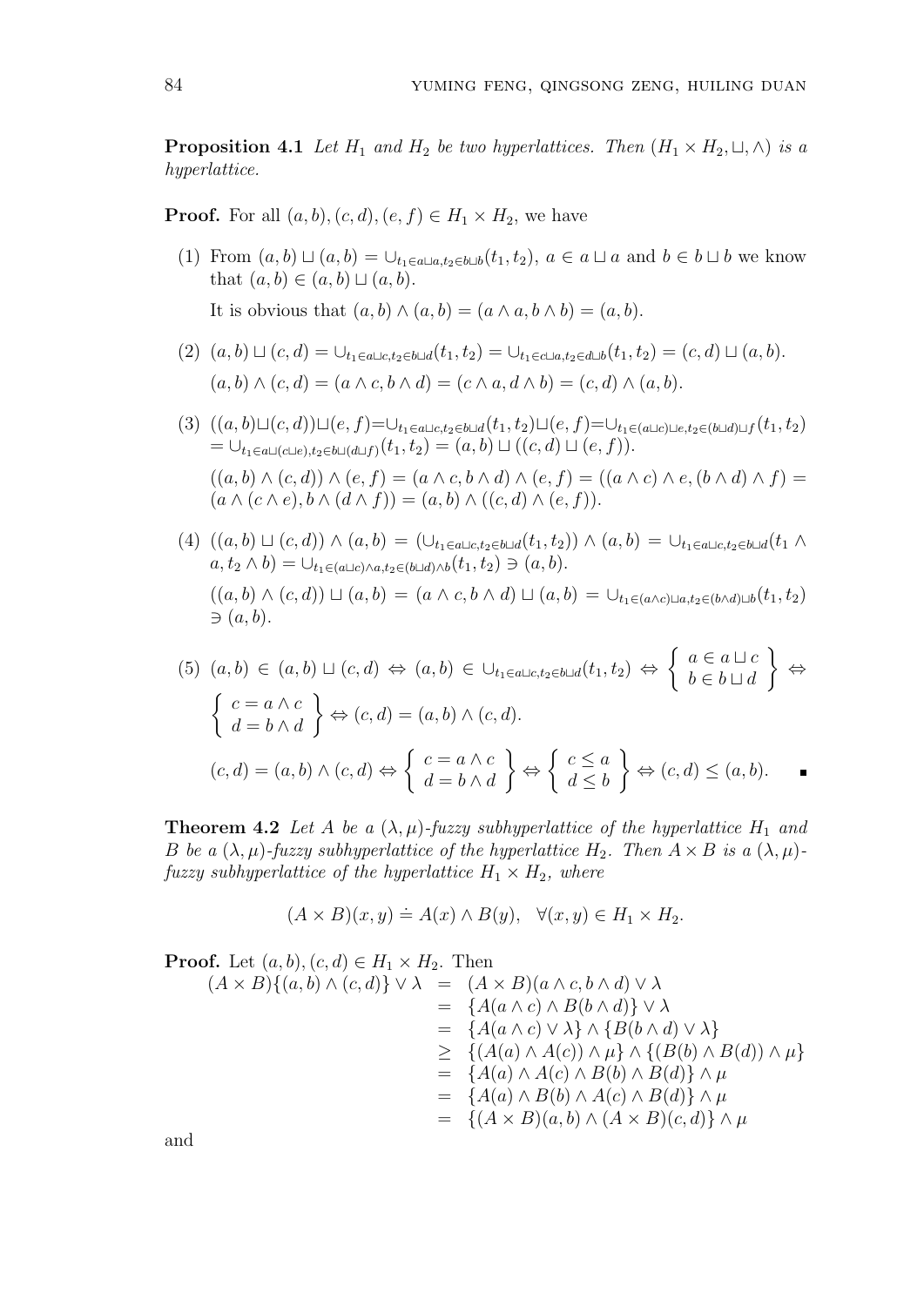**Proposition 4.1** *Let $H_1$ and $H_2$ be two hyperlattices. Then $(H_1 \times H_2, \sqcup, \wedge)$ is a hyperlattice.*

**Proof.** For all $(a,b),(c,d),(e,f) \in H_1 \times H_2$, we have

(1) From $(a,b) \sqcup (a,b) = \cup_{t_1 \in a \sqcup a, t_2 \in b \sqcup b}(t_1,t_2)$, $a \in a \sqcup a$ and $b \in b \sqcup b$ we know that $(a,b) \in (a,b) \sqcup (a,b)$.

It is obvious that $(a,b) \wedge (a,b) = (a \wedge a, b \wedge b) = (a,b)$.

(2) $(a,b) \sqcup (c,d) = \cup_{t_1 \in a \sqcup c, t_2 \in b \sqcup d}(t_1,t_2) = \cup_{t_1 \in c \sqcup a, t_2 \in d \sqcup b}(t_1,t_2) = (c,d) \sqcup (a,b)$.

$(a,b) \wedge (c,d) = (a \wedge c, b \wedge d) = (c \wedge a, d \wedge b) = (c,d) \wedge (a,b)$.

(3) $((a,b) \sqcup (c,d)) \sqcup (e,f) = \cup_{t_1 \in a \sqcup c, t_2 \in b \sqcup d}(t_1,t_2) \sqcup (e,f) = \cup_{t_1 \in (a \sqcup c) \sqcup e, t_2 \in (b \sqcup d) \sqcup f}(t_1,t_2)$
$= \cup_{t_1 \in a \sqcup (c \sqcup e), t_2 \in b \sqcup (d \sqcup f)}(t_1,t_2) = (a,b) \sqcup ((c,d) \sqcup (e,f))$.

$((a,b) \wedge (c,d)) \wedge (e,f) = (a \wedge c, b \wedge d) \wedge (e,f) = ((a \wedge c) \wedge e, (b \wedge d) \wedge f) =$
$(a \wedge (c \wedge e), b \wedge (d \wedge f)) = (a,b) \wedge ((c,d) \wedge (e,f))$.

(4) $((a,b) \sqcup (c,d)) \wedge (a,b) = (\cup_{t_1 \in a \sqcup c, t_2 \in b \sqcup d}(t_1,t_2)) \wedge (a,b) = \cup_{t_1 \in a \sqcup c, t_2 \in b \sqcup d}(t_1 \wedge a, t_2 \wedge b) = \cup_{t_1 \in (a \sqcup c) \wedge a, t_2 \in (b \sqcup d) \wedge b}(t_1,t_2) \ni (a,b)$.

$((a,b) \wedge (c,d)) \sqcup (a,b) = (a \wedge c, b \wedge d) \sqcup (a,b) = \cup_{t_1 \in (a \wedge c) \sqcup a, t_2 \in (b \wedge d) \sqcup b}(t_1,t_2) \ni (a,b)$.

(5) $(a,b) \in (a,b) \sqcup (c,d) \Leftrightarrow (a,b) \in \cup_{t_1 \in a \sqcup c, t_2 \in b \sqcup d}(t_1,t_2) \Leftrightarrow \left\{ \begin{array}{c} a \in a \sqcup c \\ b \in b \sqcup d \end{array} \right\} \Leftrightarrow \left\{ \begin{array}{c} c = a \wedge c \\ d = b \wedge d \end{array} \right\} \Leftrightarrow (c,d) = (a,b) \wedge (c,d)$.

$(c,d) = (a,b) \wedge (c,d) \Leftrightarrow \left\{ \begin{array}{c} c = a \wedge c \\ d = b \wedge d \end{array} \right\} \Leftrightarrow \left\{ \begin{array}{c} c \leq a \\ d \leq b \end{array} \right\} \Leftrightarrow (c,d) \leq (a,b)$. ∎

**Theorem 4.2** *Let $A$ be a $(\lambda,\mu)$-fuzzy subhyperlattice of the hyperlattice $H_1$ and $B$ be a $(\lambda,\mu)$-fuzzy subhyperlattice of the hyperlattice $H_2$. Then $A \times B$ is a $(\lambda,\mu)$-fuzzy subhyperlattice of the hyperlattice $H_1 \times H_2$, where*

$$(A \times B)(x,y) \doteq A(x) \wedge B(y), \quad \forall (x,y) \in H_1 \times H_2.$$

**Proof.** Let $(a,b),(c,d) \in H_1 \times H_2$. Then

$$\begin{aligned}
(A \times B)\{(a,b) \wedge (c,d)\} \vee \lambda &= (A \times B)(a \wedge c, b \wedge d) \vee \lambda \\
&= \{A(a \wedge c) \wedge B(b \wedge d)\} \vee \lambda \\
&= \{A(a \wedge c) \vee \lambda\} \wedge \{B(b \wedge d) \vee \lambda\} \\
&\geq \{(A(a) \wedge A(c)) \wedge \mu\} \wedge \{(B(b) \wedge B(d)) \wedge \mu\} \\
&= \{A(a) \wedge A(c) \wedge B(b) \wedge B(d)\} \wedge \mu \\
&= \{A(a) \wedge B(b) \wedge A(c) \wedge B(d)\} \wedge \mu \\
&= \{(A \times B)(a,b) \wedge (A \times B)(c,d)\} \wedge \mu
\end{aligned}$$

and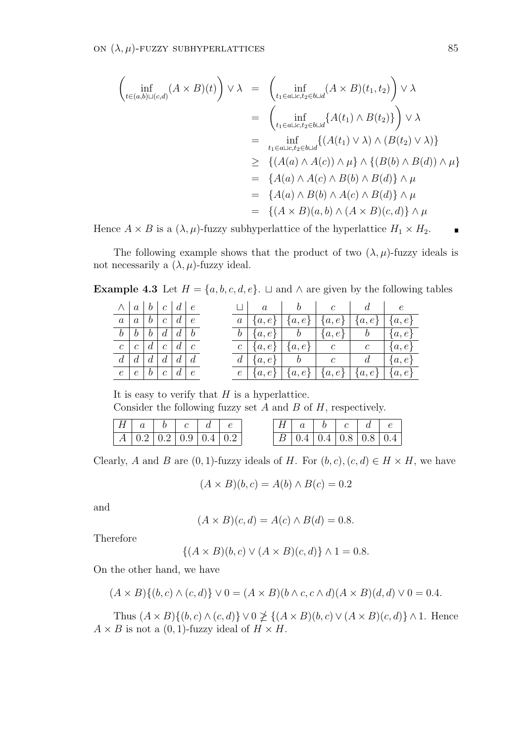$$
\begin{aligned}
\left(\inf_{t\in(a,b)\sqcup(c,d)}(A\times B)(t)\right)\vee\lambda &= \left(\inf_{t_1\in a\sqcup c, t_2\in b\sqcup d}(A\times B)(t_1,t_2)\right)\vee\lambda \\
&= \left(\inf_{t_1\in a\sqcup c, t_2\in b\sqcup d}\{A(t_1)\wedge B(t_2)\}\right)\vee\lambda \\
&= \inf_{t_1\in a\sqcup c, t_2\in b\sqcup d}\{(A(t_1)\vee\lambda)\wedge(B(t_2)\vee\lambda)\} \\
&\geq \{(A(a)\wedge A(c))\wedge\mu\}\wedge\{(B(b)\wedge B(d))\wedge\mu\} \\
&= \{A(a)\wedge A(c)\wedge B(b)\wedge B(d)\}\wedge\mu \\
&= \{A(a)\wedge B(b)\wedge A(c)\wedge B(d)\}\wedge\mu \\
&= \{(A\times B)(a,b)\wedge(A\times B)(c,d)\}\wedge\mu
\end{aligned}
$$

Hence $A\times B$ is a $(\lambda,\mu)$-fuzzy subhyperlattice of the hyperlattice $H_1\times H_2$. ∎

The following example shows that the product of two $(\lambda,\mu)$-fuzzy ideals is not necessarily a $(\lambda,\mu)$-fuzzy ideal.

**Example 4.3** Let $H=\{a,b,c,d,e\}$. $\sqcup$ and $\wedge$ are given by the following tables

| $\wedge$ | $a$ | $b$ | $c$ | $d$ | $e$ |
|---|---|---|---|---|---|
| $a$ | $a$ | $b$ | $c$ | $d$ | $e$ |
| $b$ | $b$ | $b$ | $d$ | $d$ | $b$ |
| $c$ | $c$ | $d$ | $c$ | $d$ | $c$ |
| $d$ | $d$ | $d$ | $d$ | $d$ | $d$ |
| $e$ | $e$ | $b$ | $c$ | $d$ | $e$ |

| $\sqcup$ | $a$ | $b$ | $c$ | $d$ | $e$ |
|---|---|---|---|---|---|
| $a$ | $\{a,e\}$ | $\{a,e\}$ | $\{a,e\}$ | $\{a,e\}$ | $\{a,e\}$ |
| $b$ | $\{a,e\}$ | $b$ | $\{a,e\}$ | $b$ | $\{a,e\}$ |
| $c$ | $\{a,e\}$ | $\{a,e\}$ | $c$ | $c$ | $\{a,e\}$ |
| $d$ | $\{a,e\}$ | $b$ | $c$ | $d$ | $\{a,e\}$ |
| $e$ | $\{a,e\}$ | $\{a,e\}$ | $\{a,e\}$ | $\{a,e\}$ | $\{a,e\}$ |

It is easy to verify that $H$ is a hyperlattice.

Consider the following fuzzy set $A$ and $B$ of $H$, respectively.

| $H$ | $a$ | $b$ | $c$ | $d$ | $e$ |
|---|---|---|---|---|---|
| $A$ | 0.2 | 0.2 | 0.9 | 0.4 | 0.2 |

| $H$ | $a$ | $b$ | $c$ | $d$ | $e$ |
|---|---|---|---|---|---|
| $B$ | 0.4 | 0.4 | 0.8 | 0.8 | 0.4 |

Clearly, $A$ and $B$ are $(0,1)$-fuzzy ideals of $H$. For $(b,c),(c,d)\in H\times H$, we have

$$(A\times B)(b,c)=A(b)\wedge B(c)=0.2$$

and

$$(A\times B)(c,d)=A(c)\wedge B(d)=0.8.$$

Therefore

$$\{(A\times B)(b,c)\vee(A\times B)(c,d)\}\wedge 1=0.8.$$

On the other hand, we have

$$(A\times B)\{(b,c)\wedge(c,d)\}\vee 0=(A\times B)(b\wedge c,c\wedge d)(A\times B)(d,d)\vee 0=0.4.$$

Thus $(A\times B)\{(b,c)\wedge(c,d)\}\vee 0\ngeq\{(A\times B)(b,c)\vee(A\times B)(c,d)\}\wedge 1$. Hence $A\times B$ is not a $(0,1)$-fuzzy ideal of $H\times H$.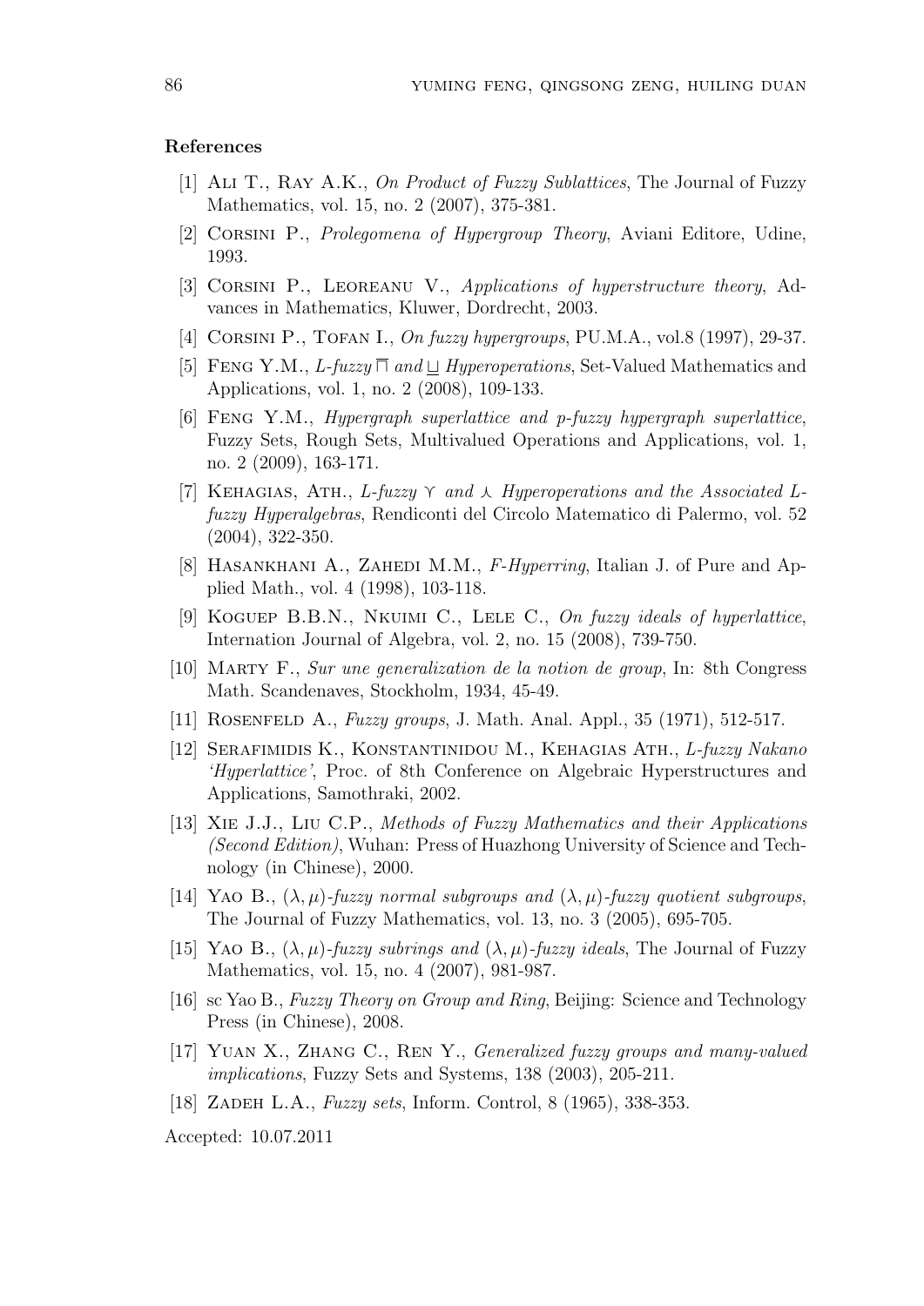## References

[1] Ali T., Ray A.K., *On Product of Fuzzy Sublattices*, The Journal of Fuzzy Mathematics, vol. 15, no. 2 (2007), 375-381.

[2] Corsini P., *Prolegomena of Hypergroup Theory*, Aviani Editore, Udine, 1993.

[3] Corsini P., Leoreanu V., *Applications of hyperstructure theory*, Advances in Mathematics, Kluwer, Dordrecht, 2003.

[4] Corsini P., Tofan I., *On fuzzy hypergroups*, PU.M.A., vol.8 (1997), 29-37.

[5] Feng Y.M., *L-fuzzy $\overline{\sqcap}$ and $\underline{\sqcup}$ Hyperoperations*, Set-Valued Mathematics and Applications, vol. 1, no. 2 (2008), 109-133.

[6] Feng Y.M., *Hypergraph superlattice and p-fuzzy hypergraph superlattice*, Fuzzy Sets, Rough Sets, Multivalued Operations and Applications, vol. 1, no. 2 (2009), 163-171.

[7] Kehagias, Ath., *L-fuzzy $\curlyvee$ and $\curlywedge$ Hyperoperations and the Associated L-fuzzy Hyperalgebras*, Rendiconti del Circolo Matematico di Palermo, vol. 52 (2004), 322-350.

[8] Hasankhani A., Zahedi M.M., *F-Hyperring*, Italian J. of Pure and Applied Math., vol. 4 (1998), 103-118.

[9] Koguep B.B.N., Nkuimi C., Lele C., *On fuzzy ideals of hyperlattice*, Internation Journal of Algebra, vol. 2, no. 15 (2008), 739-750.

[10] Marty F., *Sur une generalization de la notion de group*, In: 8th Congress Math. Scandenaves, Stockholm, 1934, 45-49.

[11] Rosenfeld A., *Fuzzy groups*, J. Math. Anal. Appl., 35 (1971), 512-517.

[12] Serafimidis K., Konstantinidou M., Kehagias Ath., *L-fuzzy Nakano 'Hyperlattice'*, Proc. of 8th Conference on Algebraic Hyperstructures and Applications, Samothraki, 2002.

[13] Xie J.J., Liu C.P., *Methods of Fuzzy Mathematics and their Applications (Second Edition)*, Wuhan: Press of Huazhong University of Science and Technology (in Chinese), 2000.

[14] Yao B., *$(\lambda, \mu)$-fuzzy normal subgroups and $(\lambda, \mu)$-fuzzy quotient subgroups*, The Journal of Fuzzy Mathematics, vol. 13, no. 3 (2005), 695-705.

[15] Yao B., *$(\lambda, \mu)$-fuzzy subrings and $(\lambda, \mu)$-fuzzy ideals*, The Journal of Fuzzy Mathematics, vol. 15, no. 4 (2007), 981-987.

[16] sc Yao B., *Fuzzy Theory on Group and Ring*, Beijing: Science and Technology Press (in Chinese), 2008.

[17] Yuan X., Zhang C., Ren Y., *Generalized fuzzy groups and many-valued implications*, Fuzzy Sets and Systems, 138 (2003), 205-211.

[18] Zadeh L.A., *Fuzzy sets*, Inform. Control, 8 (1965), 338-353.

Accepted: 10.07.2011